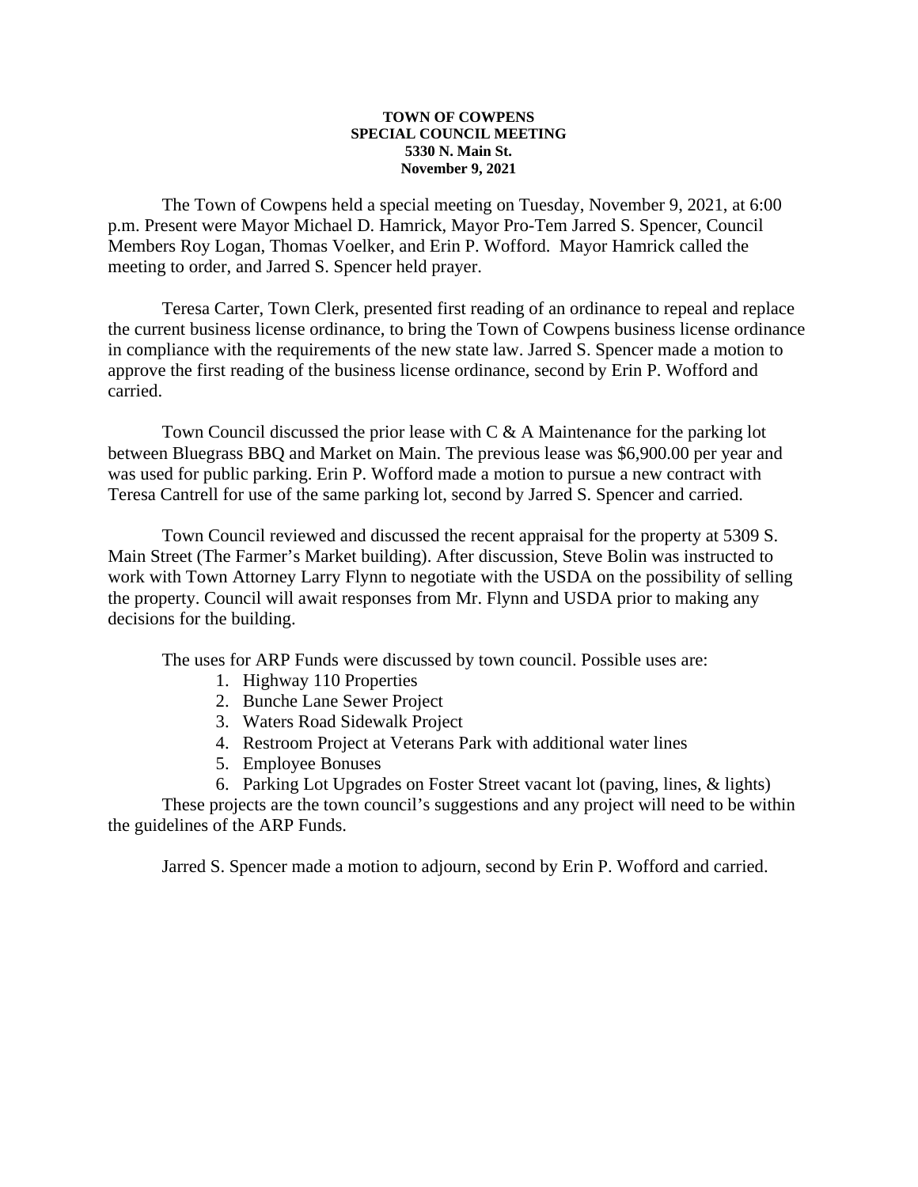**TOWN OF COWPENS**
**SPECIAL COUNCIL MEETING**
**5330 N. Main St.**
**November 9, 2021**

The Town of Cowpens held a special meeting on Tuesday, November 9, 2021, at 6:00 p.m. Present were Mayor Michael D. Hamrick, Mayor Pro-Tem Jarred S. Spencer, Council Members Roy Logan, Thomas Voelker, and Erin P. Wofford. Mayor Hamrick called the meeting to order, and Jarred S. Spencer held prayer.

Teresa Carter, Town Clerk, presented first reading of an ordinance to repeal and replace the current business license ordinance, to bring the Town of Cowpens business license ordinance in compliance with the requirements of the new state law. Jarred S. Spencer made a motion to approve the first reading of the business license ordinance, second by Erin P. Wofford and carried.

Town Council discussed the prior lease with C & A Maintenance for the parking lot between Bluegrass BBQ and Market on Main. The previous lease was $6,900.00 per year and was used for public parking. Erin P. Wofford made a motion to pursue a new contract with Teresa Cantrell for use of the same parking lot, second by Jarred S. Spencer and carried.

Town Council reviewed and discussed the recent appraisal for the property at 5309 S. Main Street (The Farmer's Market building). After discussion, Steve Bolin was instructed to work with Town Attorney Larry Flynn to negotiate with the USDA on the possibility of selling the property. Council will await responses from Mr. Flynn and USDA prior to making any decisions for the building.

The uses for ARP Funds were discussed by town council. Possible uses are:

1. Highway 110 Properties
2. Bunche Lane Sewer Project
3. Waters Road Sidewalk Project
4. Restroom Project at Veterans Park with additional water lines
5. Employee Bonuses
6. Parking Lot Upgrades on Foster Street vacant lot (paving, lines, & lights)

These projects are the town council's suggestions and any project will need to be within the guidelines of the ARP Funds.

Jarred S. Spencer made a motion to adjourn, second by Erin P. Wofford and carried.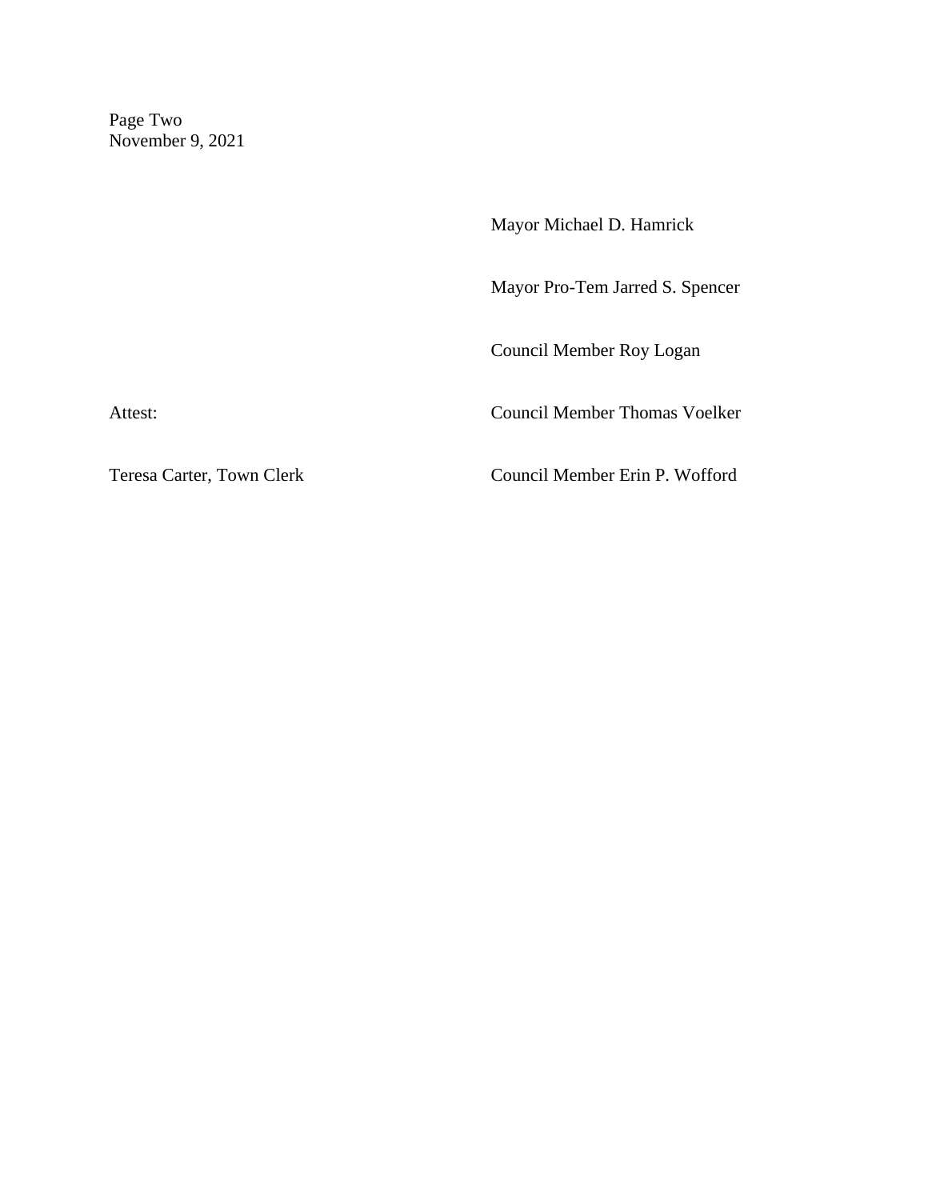Mayor Michael D. Hamrick

Mayor Pro-Tem Jarred S. Spencer

Council Member Roy Logan

Council Member Thomas Voelker

Council Member Erin P. Wofford

Attest:

Teresa Carter, Town Clerk